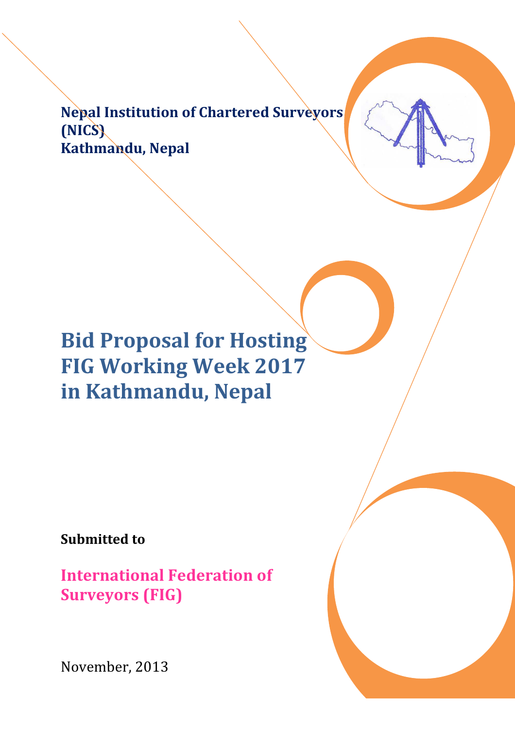**Nepal Institution of Chartered Surveyors (NICS)**
**Kathmandu, Nepal**

# Bid Proposal for Hosting FIG Working Week 2017 in Kathmandu, Nepal

**Submitted to**

## International Federation of Surveyors (FIG)

November, 2013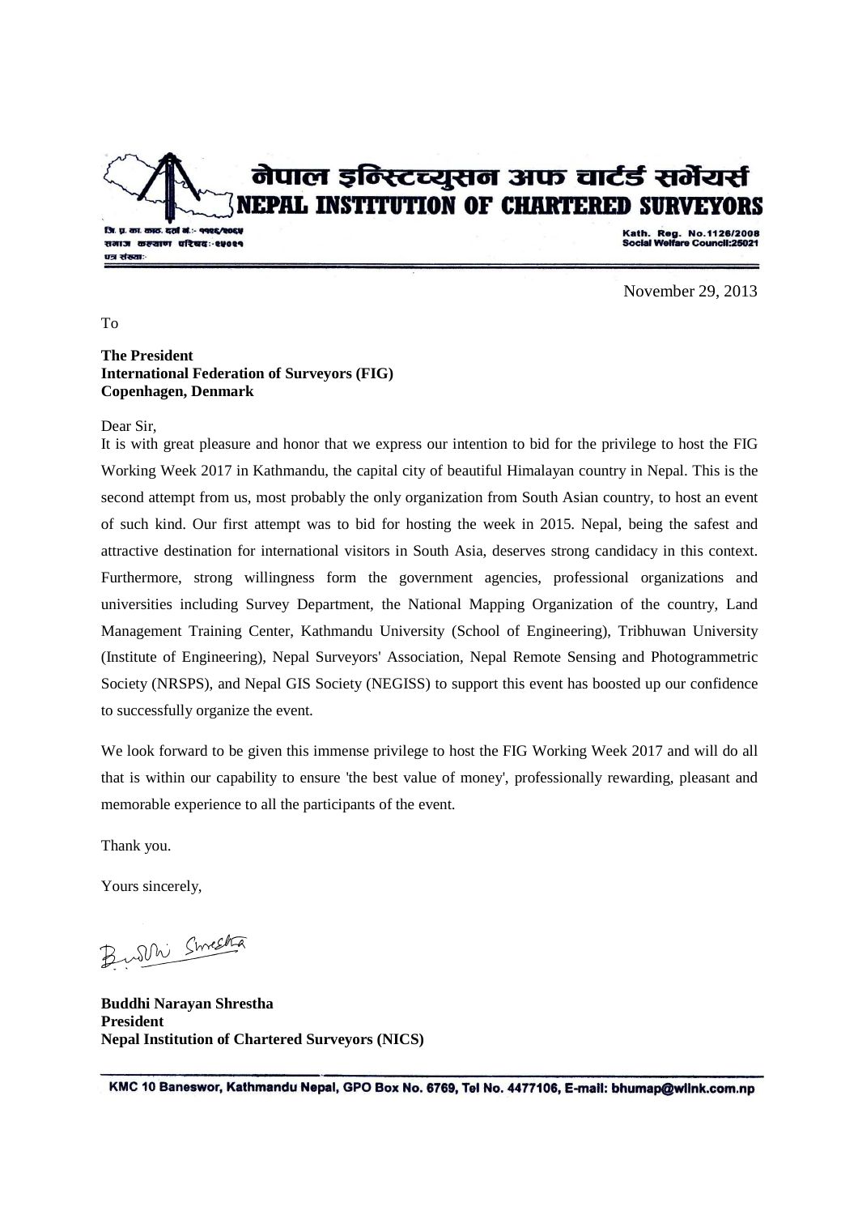# नेपाल इन्स्टिच्युसन अफ चार्टर्ड सर्भेयर्स
# NEPAL INSTITUTION OF CHARTERED SURVEYORS

जि. प्र. का. काठ. दर्ता नं.:- ११२६/२०६४
समाज कल्याण परिषद:-२५०२१
पत्र संख्या:-

Kath. Reg. No.1126/2008
Social Welfare Council:25021

November 29, 2013

To

**The President**
**International Federation of Surveyors (FIG)**
**Copenhagen, Denmark**

Dear Sir,

It is with great pleasure and honor that we express our intention to bid for the privilege to host the FIG Working Week 2017 in Kathmandu, the capital city of beautiful Himalayan country in Nepal. This is the second attempt from us, most probably the only organization from South Asian country, to host an event of such kind. Our first attempt was to bid for hosting the week in 2015. Nepal, being the safest and attractive destination for international visitors in South Asia, deserves strong candidacy in this context. Furthermore, strong willingness form the government agencies, professional organizations and universities including Survey Department, the National Mapping Organization of the country, Land Management Training Center, Kathmandu University (School of Engineering), Tribhuwan University (Institute of Engineering), Nepal Surveyors' Association, Nepal Remote Sensing and Photogrammetric Society (NRSPS), and Nepal GIS Society (NEGISS) to support this event has boosted up our confidence to successfully organize the event.

We look forward to be given this immense privilege to host the FIG Working Week 2017 and will do all that is within our capability to ensure 'the best value of money', professionally rewarding, pleasant and memorable experience to all the participants of the event.

Thank you.

Yours sincerely,

**Buddhi Narayan Shrestha**
**President**
**Nepal Institution of Chartered Surveyors (NICS)**

KMC 10 Baneswor, Kathmandu Nepal, GPO Box No. 6769, Tel No. 4477106, E-mail: bhumap@wlink.com.np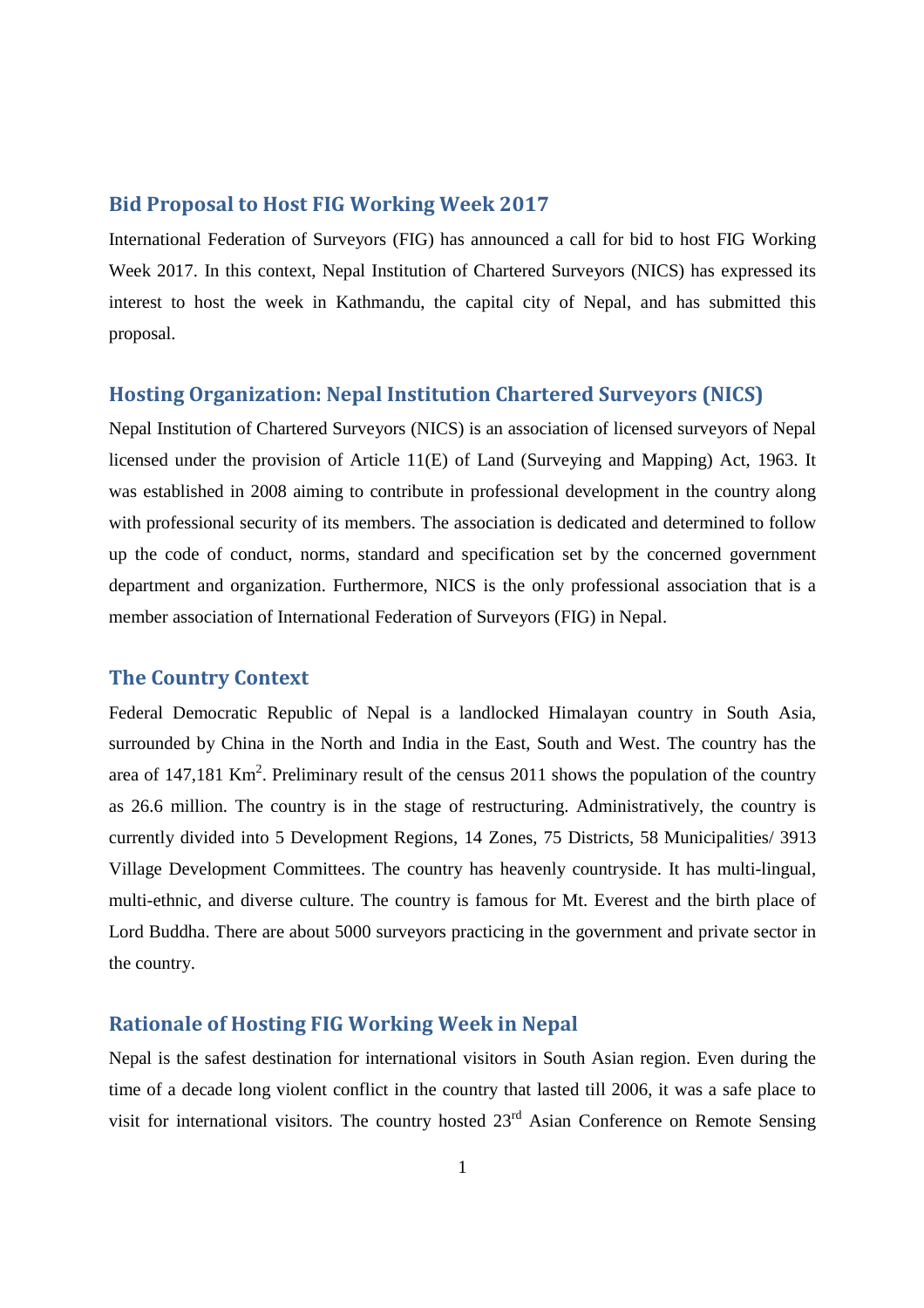## Bid Proposal to Host FIG Working Week 2017

International Federation of Surveyors (FIG) has announced a call for bid to host FIG Working Week 2017. In this context, Nepal Institution of Chartered Surveyors (NICS) has expressed its interest to host the week in Kathmandu, the capital city of Nepal, and has submitted this proposal.

## Hosting Organization: Nepal Institution Chartered Surveyors (NICS)

Nepal Institution of Chartered Surveyors (NICS) is an association of licensed surveyors of Nepal licensed under the provision of Article 11(E) of Land (Surveying and Mapping) Act, 1963. It was established in 2008 aiming to contribute in professional development in the country along with professional security of its members. The association is dedicated and determined to follow up the code of conduct, norms, standard and specification set by the concerned government department and organization. Furthermore, NICS is the only professional association that is a member association of International Federation of Surveyors (FIG) in Nepal.

## The Country Context

Federal Democratic Republic of Nepal is a landlocked Himalayan country in South Asia, surrounded by China in the North and India in the East, South and West. The country has the area of 147,181 Km$^2$. Preliminary result of the census 2011 shows the population of the country as 26.6 million. The country is in the stage of restructuring. Administratively, the country is currently divided into 5 Development Regions, 14 Zones, 75 Districts, 58 Municipalities/ 3913 Village Development Committees. The country has heavenly countryside. It has multi-lingual, multi-ethnic, and diverse culture. The country is famous for Mt. Everest and the birth place of Lord Buddha. There are about 5000 surveyors practicing in the government and private sector in the country.

## Rationale of Hosting FIG Working Week in Nepal

Nepal is the safest destination for international visitors in South Asian region. Even during the time of a decade long violent conflict in the country that lasted till 2006, it was a safe place to visit for international visitors. The country hosted 23$^{rd}$ Asian Conference on Remote Sensing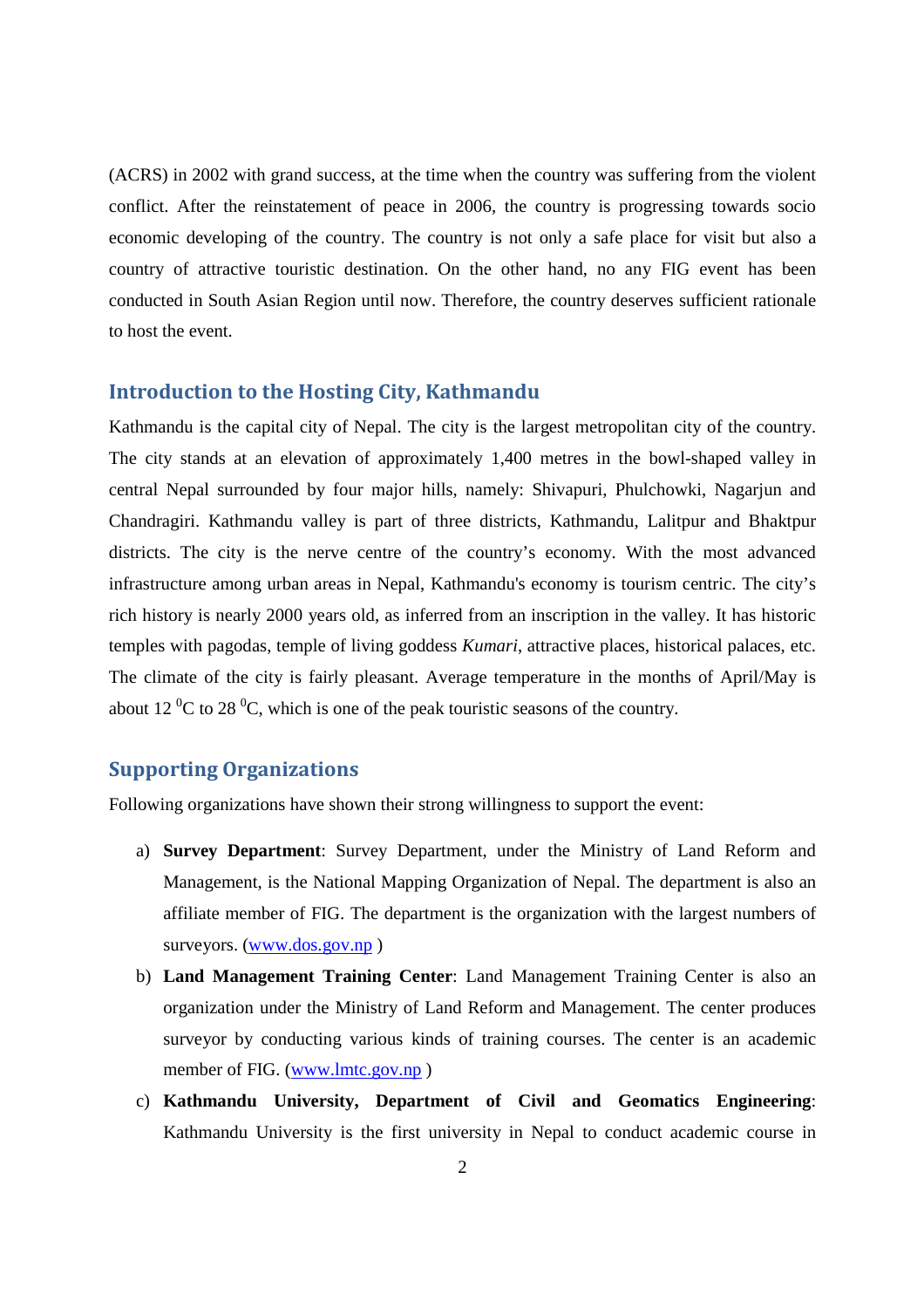(ACRS) in 2002 with grand success, at the time when the country was suffering from the violent conflict. After the reinstatement of peace in 2006, the country is progressing towards socio economic developing of the country. The country is not only a safe place for visit but also a country of attractive touristic destination. On the other hand, no any FIG event has been conducted in South Asian Region until now. Therefore, the country deserves sufficient rationale to host the event.

## Introduction to the Hosting City, Kathmandu

Kathmandu is the capital city of Nepal. The city is the largest metropolitan city of the country. The city stands at an elevation of approximately 1,400 metres in the bowl-shaped valley in central Nepal surrounded by four major hills, namely: Shivapuri, Phulchowki, Nagarjun and Chandragiri. Kathmandu valley is part of three districts, Kathmandu, Lalitpur and Bhaktpur districts. The city is the nerve centre of the country's economy. With the most advanced infrastructure among urban areas in Nepal, Kathmandu's economy is tourism centric. The city's rich history is nearly 2000 years old, as inferred from an inscription in the valley. It has historic temples with pagodas, temple of living goddess *Kumari*, attractive places, historical palaces, etc. The climate of the city is fairly pleasant. Average temperature in the months of April/May is about 12 $^0$C to 28 $^0$C, which is one of the peak touristic seasons of the country.

## Supporting Organizations

Following organizations have shown their strong willingness to support the event:

a) **Survey Department**: Survey Department, under the Ministry of Land Reform and Management, is the National Mapping Organization of Nepal. The department is also an affiliate member of FIG. The department is the organization with the largest numbers of surveyors. (www.dos.gov.np )

b) **Land Management Training Center**: Land Management Training Center is also an organization under the Ministry of Land Reform and Management. The center produces surveyor by conducting various kinds of training courses. The center is an academic member of FIG. (www.lmtc.gov.np )

c) **Kathmandu University, Department of Civil and Geomatics Engineering**: Kathmandu University is the first university in Nepal to conduct academic course in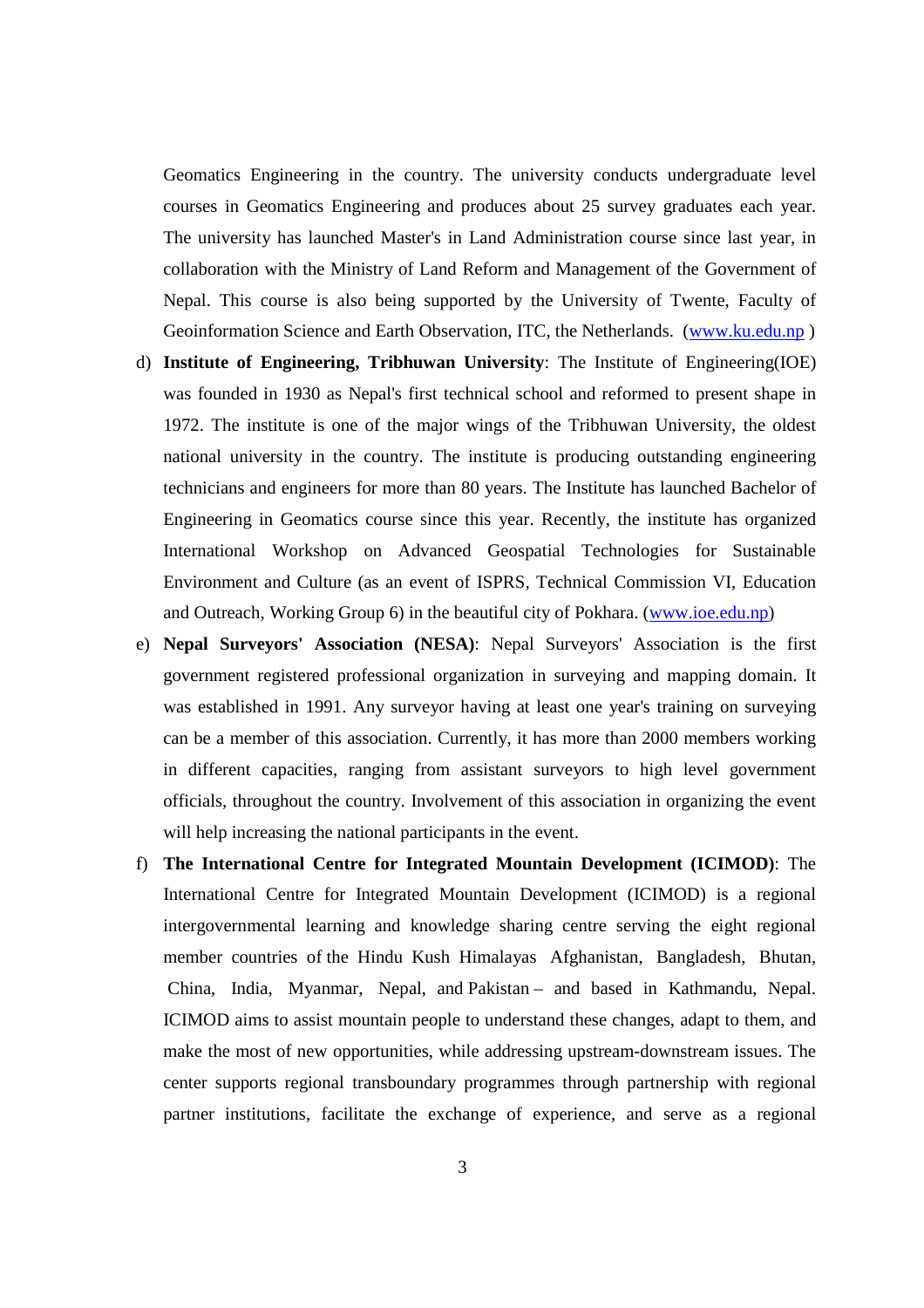Geomatics Engineering in the country. The university conducts undergraduate level courses in Geomatics Engineering and produces about 25 survey graduates each year. The university has launched Master's in Land Administration course since last year, in collaboration with the Ministry of Land Reform and Management of the Government of Nepal. This course is also being supported by the University of Twente, Faculty of Geoinformation Science and Earth Observation, ITC, the Netherlands. (www.ku.edu.np )

d) **Institute of Engineering, Tribhuwan University**: The Institute of Engineering(IOE) was founded in 1930 as Nepal's first technical school and reformed to present shape in 1972. The institute is one of the major wings of the Tribhuwan University, the oldest national university in the country. The institute is producing outstanding engineering technicians and engineers for more than 80 years. The Institute has launched Bachelor of Engineering in Geomatics course since this year. Recently, the institute has organized International Workshop on Advanced Geospatial Technologies for Sustainable Environment and Culture (as an event of ISPRS, Technical Commission VI, Education and Outreach, Working Group 6) in the beautiful city of Pokhara. (www.ioe.edu.np)

e) **Nepal Surveyors' Association (NESA)**: Nepal Surveyors' Association is the first government registered professional organization in surveying and mapping domain. It was established in 1991. Any surveyor having at least one year's training on surveying can be a member of this association. Currently, it has more than 2000 members working in different capacities, ranging from assistant surveyors to high level government officials, throughout the country. Involvement of this association in organizing the event will help increasing the national participants in the event.

f) **The International Centre for Integrated Mountain Development (ICIMOD)**: The International Centre for Integrated Mountain Development (ICIMOD) is a regional intergovernmental learning and knowledge sharing centre serving the eight regional member countries of the Hindu Kush Himalayas Afghanistan, Bangladesh, Bhutan, China, India, Myanmar, Nepal, and Pakistan – and based in Kathmandu, Nepal. ICIMOD aims to assist mountain people to understand these changes, adapt to them, and make the most of new opportunities, while addressing upstream-downstream issues. The center supports regional transboundary programmes through partnership with regional partner institutions, facilitate the exchange of experience, and serve as a regional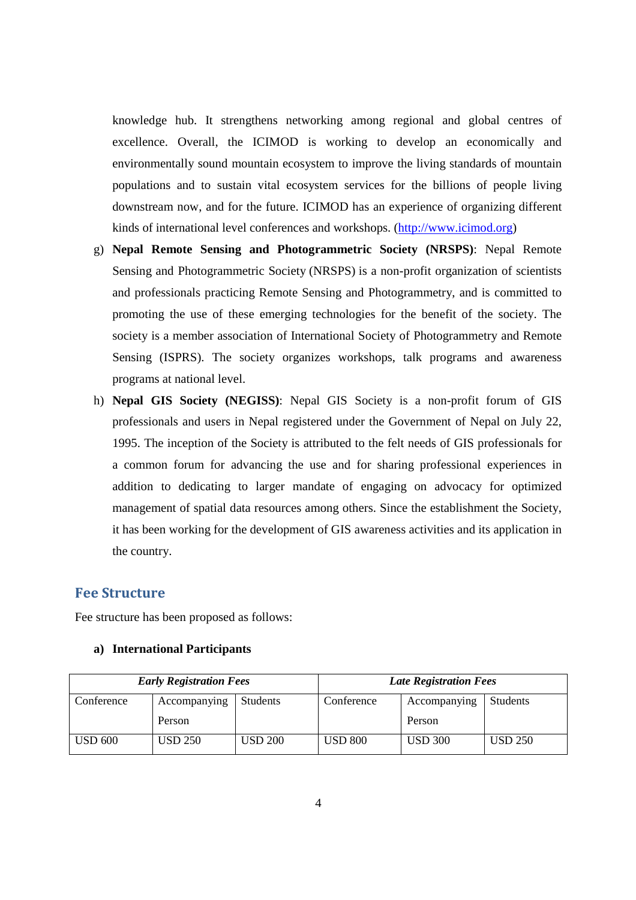knowledge hub. It strengthens networking among regional and global centres of excellence. Overall, the ICIMOD is working to develop an economically and environmentally sound mountain ecosystem to improve the living standards of mountain populations and to sustain vital ecosystem services for the billions of people living downstream now, and for the future. ICIMOD has an experience of organizing different kinds of international level conferences and workshops. (http://www.icimod.org)

g) **Nepal Remote Sensing and Photogrammetric Society (NRSPS)**: Nepal Remote Sensing and Photogrammetric Society (NRSPS) is a non-profit organization of scientists and professionals practicing Remote Sensing and Photogrammetry, and is committed to promoting the use of these emerging technologies for the benefit of the society. The society is a member association of International Society of Photogrammetry and Remote Sensing (ISPRS). The society organizes workshops, talk programs and awareness programs at national level.

h) **Nepal GIS Society (NEGISS)**: Nepal GIS Society is a non-profit forum of GIS professionals and users in Nepal registered under the Government of Nepal on July 22, 1995. The inception of the Society is attributed to the felt needs of GIS professionals for a common forum for advancing the use and for sharing professional experiences in addition to dedicating to larger mandate of engaging on advocacy for optimized management of spatial data resources among others. Since the establishment the Society, it has been working for the development of GIS awareness activities and its application in the country.

## Fee Structure

Fee structure has been proposed as follows:

**a) International Participants**

| ***Early Registration Fees*** | | | ***Late Registration Fees*** | | |
|---|---|---|---|---|---|
| Conference | Accompanying Person | Students | Conference | Accompanying Person | Students |
| USD 600 | USD 250 | USD 200 | USD 800 | USD 300 | USD 250 |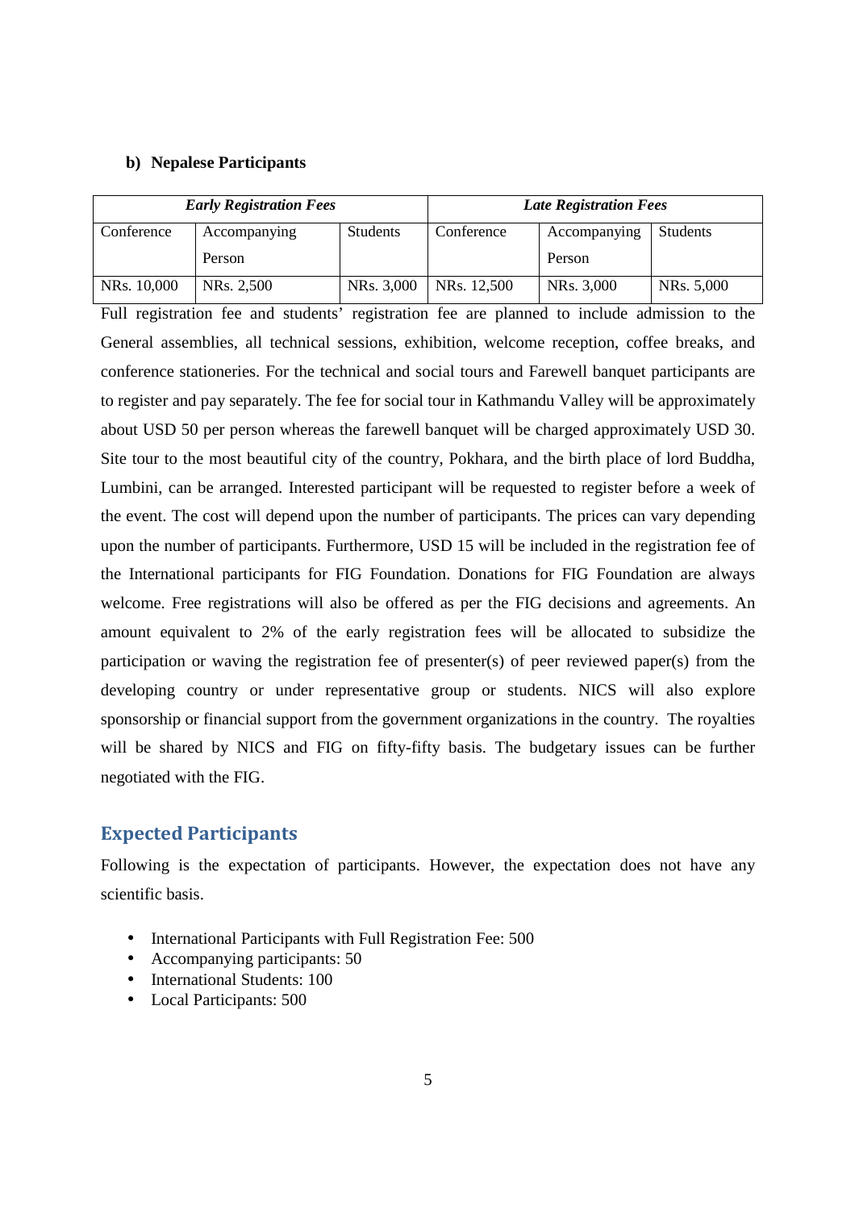**b) Nepalese Participants**

| *Early Registration Fees* | | | *Late Registration Fees* | | |
|---|---|---|---|---|---|
| Conference | Accompanying Person | Students | Conference | Accompanying Person | Students |
| NRs. 10,000 | NRs. 2,500 | NRs. 3,000 | NRs. 12,500 | NRs. 3,000 | NRs. 5,000 |

Full registration fee and students' registration fee are planned to include admission to the General assemblies, all technical sessions, exhibition, welcome reception, coffee breaks, and conference stationeries. For the technical and social tours and Farewell banquet participants are to register and pay separately. The fee for social tour in Kathmandu Valley will be approximately about USD 50 per person whereas the farewell banquet will be charged approximately USD 30. Site tour to the most beautiful city of the country, Pokhara, and the birth place of lord Buddha, Lumbini, can be arranged. Interested participant will be requested to register before a week of the event. The cost will depend upon the number of participants. The prices can vary depending upon the number of participants. Furthermore, USD 15 will be included in the registration fee of the International participants for FIG Foundation. Donations for FIG Foundation are always welcome. Free registrations will also be offered as per the FIG decisions and agreements. An amount equivalent to 2% of the early registration fees will be allocated to subsidize the participation or waving the registration fee of presenter(s) of peer reviewed paper(s) from the developing country or under representative group or students. NICS will also explore sponsorship or financial support from the government organizations in the country. The royalties will be shared by NICS and FIG on fifty-fifty basis. The budgetary issues can be further negotiated with the FIG.

## Expected Participants

Following is the expectation of participants. However, the expectation does not have any scientific basis.

- International Participants with Full Registration Fee: 500
- Accompanying participants: 50
- International Students: 100
- Local Participants: 500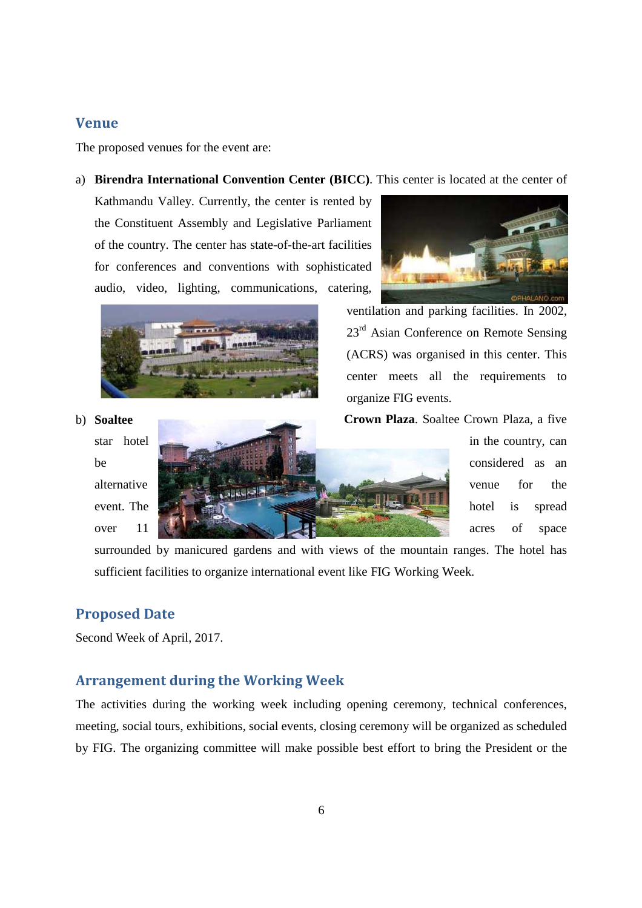## Venue

The proposed venues for the event are:

a) **Birendra International Convention Center (BICC)**. This center is located at the center of Kathmandu Valley. Currently, the center is rented by the Constituent Assembly and Legislative Parliament of the country. The center has state-of-the-art facilities for conferences and conventions with sophisticated audio, video, lighting, communications, catering, ventilation and parking facilities. In 2002, 23rd Asian Conference on Remote Sensing (ACRS) was organised in this center. This center meets all the requirements to organize FIG events.

b) **Soaltee Crown Plaza**. Soaltee Crown Plaza, a five star hotel in the country, can be considered as an alternative venue for the event. The hotel is spread over 11 acres of space surrounded by manicured gardens and with views of the mountain ranges. The hotel has sufficient facilities to organize international event like FIG Working Week.

## Proposed Date

Second Week of April, 2017.

## Arrangement during the Working Week

The activities during the working week including opening ceremony, technical conferences, meeting, social tours, exhibitions, social events, closing ceremony will be organized as scheduled by FIG. The organizing committee will make possible best effort to bring the President or the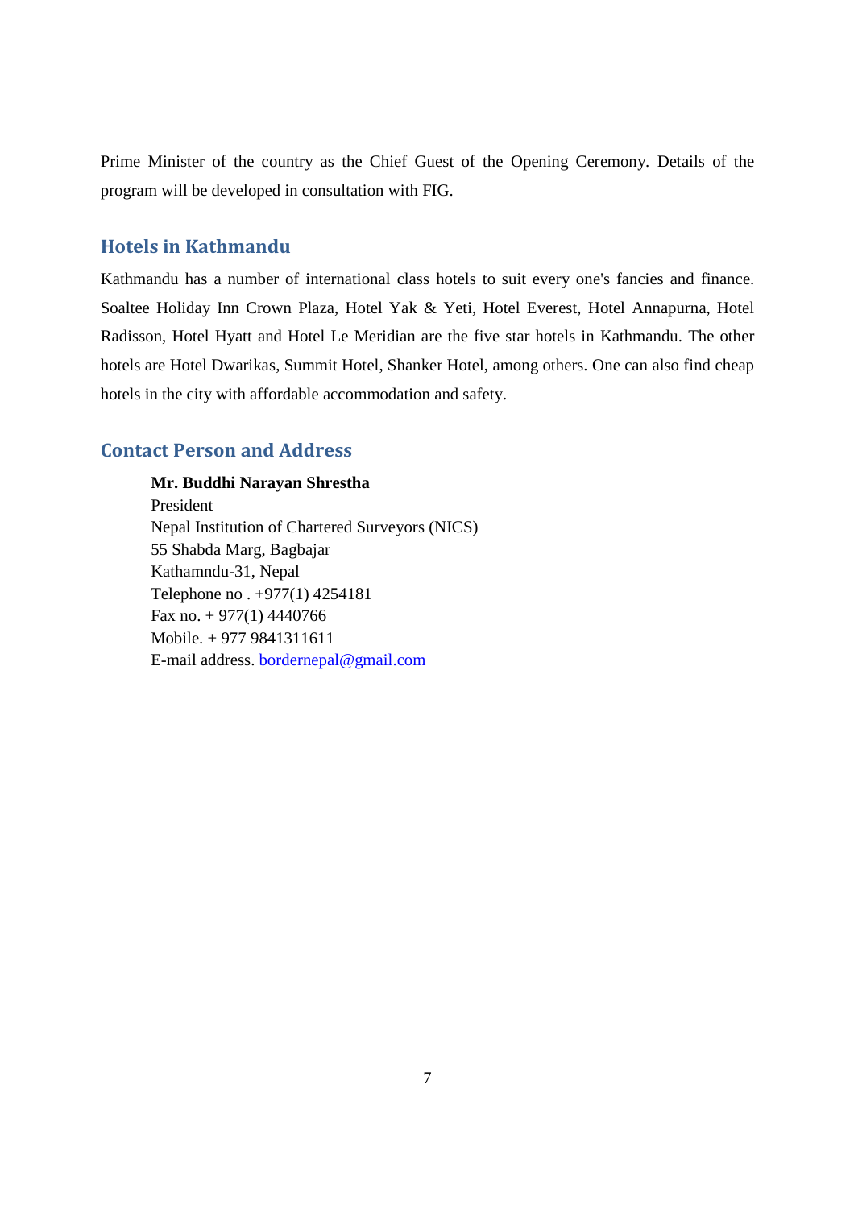Prime Minister of the country as the Chief Guest of the Opening Ceremony. Details of the program will be developed in consultation with FIG.

## Hotels in Kathmandu

Kathmandu has a number of international class hotels to suit every one's fancies and finance. Soaltee Holiday Inn Crown Plaza, Hotel Yak & Yeti, Hotel Everest, Hotel Annapurna, Hotel Radisson, Hotel Hyatt and Hotel Le Meridian are the five star hotels in Kathmandu. The other hotels are Hotel Dwarikas, Summit Hotel, Shanker Hotel, among others. One can also find cheap hotels in the city with affordable accommodation and safety.

## Contact Person and Address

**Mr. Buddhi Narayan Shrestha**
President
Nepal Institution of Chartered Surveyors (NICS)
55 Shabda Marg, Bagbajar
Kathamndu-31, Nepal
Telephone no . +977(1) 4254181
Fax no. + 977(1) 4440766
Mobile. + 977 9841311611
E-mail address. bordernepal@gmail.com